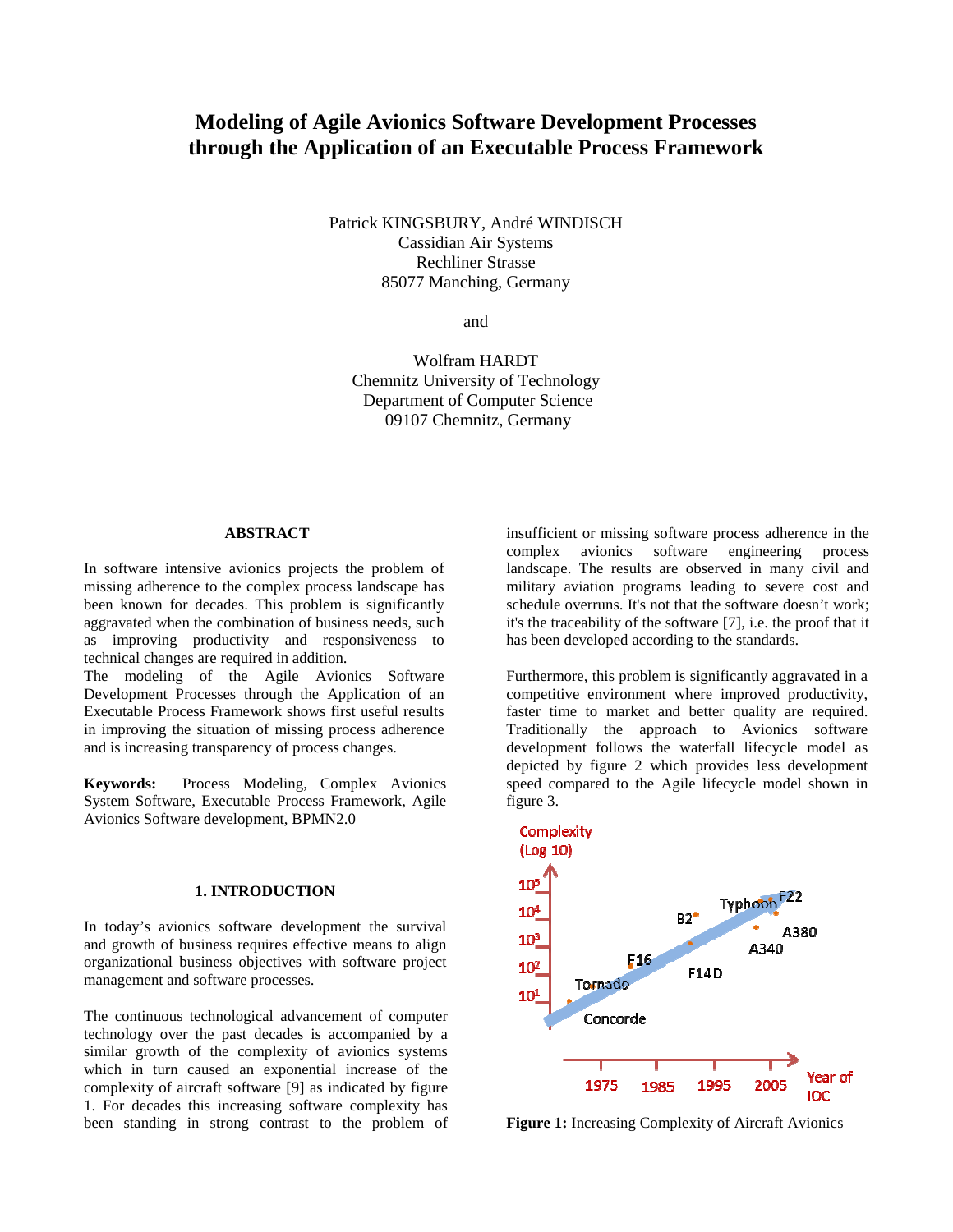# Modeling of Agile Avionics Software Development Processes through the Application of an Executable Process Framework

Patrick KINGSBURY, André WINDISCH
Cassidian Air Systems
Rechliner Strasse
85077 Manching, Germany

and

Wolfram HARDT
Chemnitz University of Technology
Department of Computer Science
09107 Chemnitz, Germany

## ABSTRACT

In software intensive avionics projects the problem of missing adherence to the complex process landscape has been known for decades. This problem is significantly aggravated when the combination of business needs, such as improving productivity and responsiveness to technical changes are required in addition.
The modeling of the Agile Avionics Software Development Processes through the Application of an Executable Process Framework shows first useful results in improving the situation of missing process adherence and is increasing transparency of process changes.

**Keywords:** Process Modeling, Complex Avionics System Software, Executable Process Framework, Agile Avionics Software development, BPMN2.0

## 1. INTRODUCTION

In today's avionics software development the survival and growth of business requires effective means to align organizational business objectives with software project management and software processes.

The continuous technological advancement of computer technology over the past decades is accompanied by a similar growth of the complexity of avionics systems which in turn caused an exponential increase of the complexity of aircraft software [9] as indicated by figure 1. For decades this increasing software complexity has been standing in strong contrast to the problem of insufficient or missing software process adherence in the complex avionics software engineering process landscape. The results are observed in many civil and military aviation programs leading to severe cost and schedule overruns. It's not that the software doesn't work; it's the traceability of the software [7], i.e. the proof that it has been developed according to the standards.

Furthermore, this problem is significantly aggravated in a competitive environment where improved productivity, faster time to market and better quality are required. Traditionally the approach to Avionics software development follows the waterfall lifecycle model as depicted by figure 2 which provides less development speed compared to the Agile lifecycle model shown in figure 3.

**Figure 1:** Increasing Complexity of Aircraft Avionics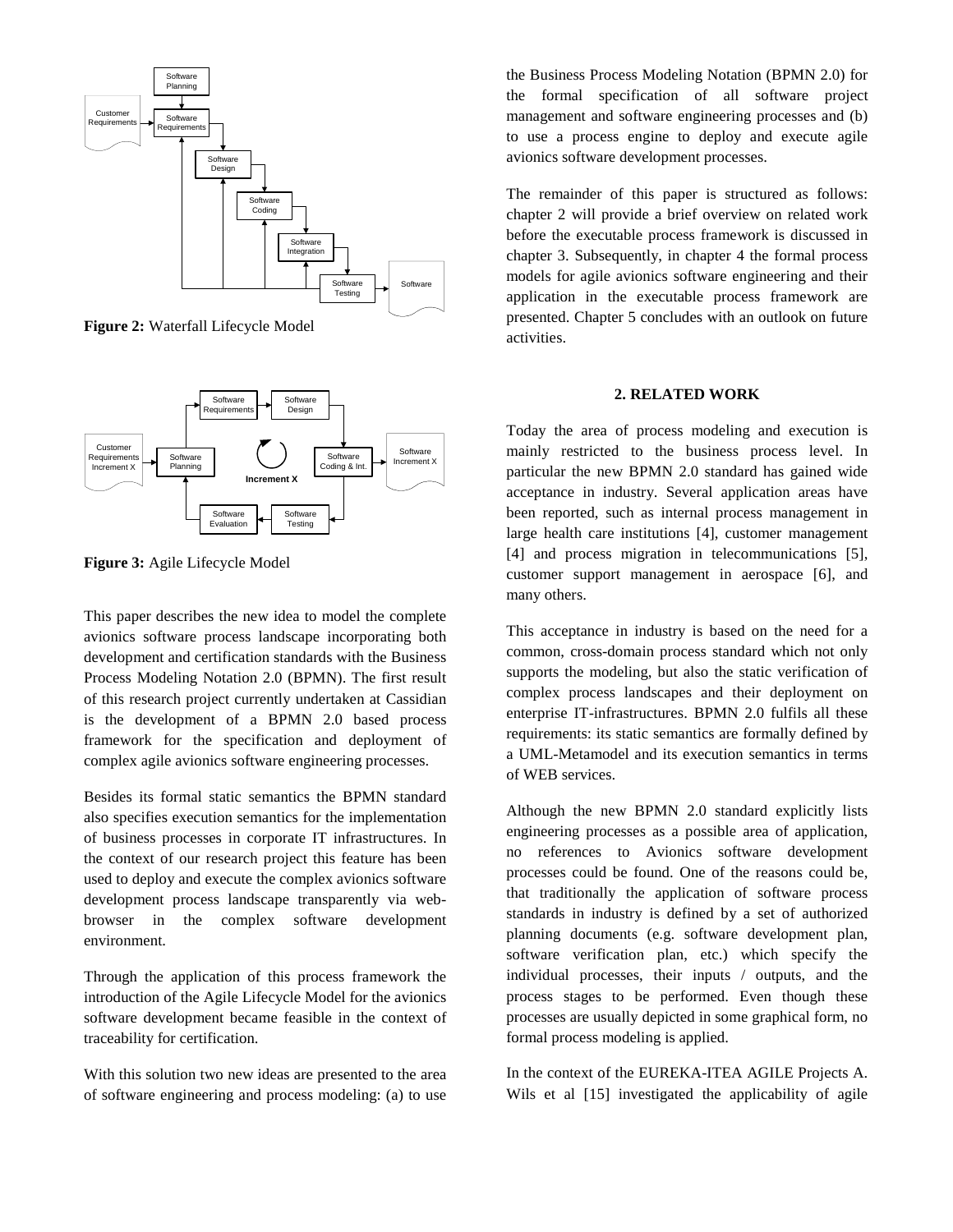**Figure 2:** Waterfall Lifecycle Model

**Figure 3:** Agile Lifecycle Model

This paper describes the new idea to model the complete avionics software process landscape incorporating both development and certification standards with the Business Process Modeling Notation 2.0 (BPMN). The first result of this research project currently undertaken at Cassidian is the development of a BPMN 2.0 based process framework for the specification and deployment of complex agile avionics software engineering processes.

Besides its formal static semantics the BPMN standard also specifies execution semantics for the implementation of business processes in corporate IT infrastructures. In the context of our research project this feature has been used to deploy and execute the complex avionics software development process landscape transparently via web-browser in the complex software development environment.

Through the application of this process framework the introduction of the Agile Lifecycle Model for the avionics software development became feasible in the context of traceability for certification.

With this solution two new ideas are presented to the area of software engineering and process modeling: (a) to use the Business Process Modeling Notation (BPMN 2.0) for the formal specification of all software project management and software engineering processes and (b) to use a process engine to deploy and execute agile avionics software development processes.

The remainder of this paper is structured as follows: chapter 2 will provide a brief overview on related work before the executable process framework is discussed in chapter 3. Subsequently, in chapter 4 the formal process models for agile avionics software engineering and their application in the executable process framework are presented. Chapter 5 concludes with an outlook on future activities.

## 2. RELATED WORK

Today the area of process modeling and execution is mainly restricted to the business process level. In particular the new BPMN 2.0 standard has gained wide acceptance in industry. Several application areas have been reported, such as internal process management in large health care institutions [4], customer management [4] and process migration in telecommunications [5], customer support management in aerospace [6], and many others.

This acceptance in industry is based on the need for a common, cross-domain process standard which not only supports the modeling, but also the static verification of complex process landscapes and their deployment on enterprise IT-infrastructures. BPMN 2.0 fulfils all these requirements: its static semantics are formally defined by a UML-Metamodel and its execution semantics in terms of WEB services.

Although the new BPMN 2.0 standard explicitly lists engineering processes as a possible area of application, no references to Avionics software development processes could be found. One of the reasons could be, that traditionally the application of software process standards in industry is defined by a set of authorized planning documents (e.g. software development plan, software verification plan, etc.) which specify the individual processes, their inputs / outputs, and the process stages to be performed. Even though these processes are usually depicted in some graphical form, no formal process modeling is applied.

In the context of the EUREKA-ITEA AGILE Projects A. Wils et al [15] investigated the applicability of agile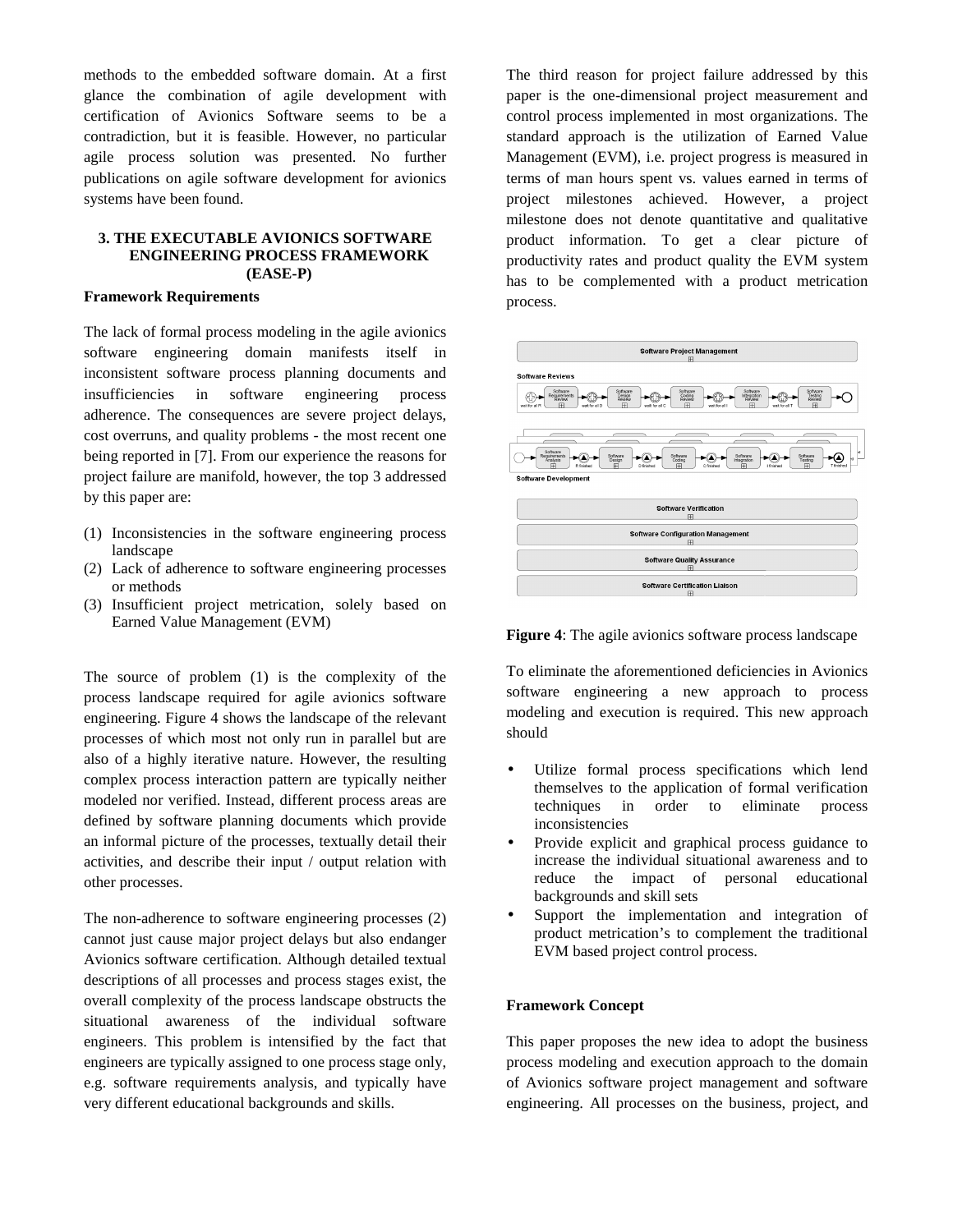methods to the embedded software domain. At a first glance the combination of agile development with certification of Avionics Software seems to be a contradiction, but it is feasible. However, no particular agile process solution was presented. No further publications on agile software development for avionics systems have been found.

## 3. THE EXECUTABLE AVIONICS SOFTWARE ENGINEERING PROCESS FRAMEWORK (EASE-P)

### Framework Requirements

The lack of formal process modeling in the agile avionics software engineering domain manifests itself in inconsistent software process planning documents and insufficiencies in software engineering process adherence. The consequences are severe project delays, cost overruns, and quality problems - the most recent one being reported in [7]. From our experience the reasons for project failure are manifold, however, the top 3 addressed by this paper are:

(1) Inconsistencies in the software engineering process landscape
(2) Lack of adherence to software engineering processes or methods
(3) Insufficient project metrication, solely based on Earned Value Management (EVM)

The source of problem (1) is the complexity of the process landscape required for agile avionics software engineering. Figure 4 shows the landscape of the relevant processes of which most not only run in parallel but are also of a highly iterative nature. However, the resulting complex process interaction pattern are typically neither modeled nor verified. Instead, different process areas are defined by software planning documents which provide an informal picture of the processes, textually detail their activities, and describe their input / output relation with other processes.

The non-adherence to software engineering processes (2) cannot just cause major project delays but also endanger Avionics software certification. Although detailed textual descriptions of all processes and process stages exist, the overall complexity of the process landscape obstructs the situational awareness of the individual software engineers. This problem is intensified by the fact that engineers are typically assigned to one process stage only, e.g. software requirements analysis, and typically have very different educational backgrounds and skills.

The third reason for project failure addressed by this paper is the one-dimensional project measurement and control process implemented in most organizations. The standard approach is the utilization of Earned Value Management (EVM), i.e. project progress is measured in terms of man hours spent vs. values earned in terms of project milestones achieved. However, a project milestone does not denote quantitative and qualitative product information. To get a clear picture of productivity rates and product quality the EVM system has to be complemented with a product metrication process.

**Figure 4**: The agile avionics software process landscape

To eliminate the aforementioned deficiencies in Avionics software engineering a new approach to process modeling and execution is required. This new approach should

- Utilize formal process specifications which lend themselves to the application of formal verification techniques in order to eliminate process inconsistencies
- Provide explicit and graphical process guidance to increase the individual situational awareness and to reduce the impact of personal educational backgrounds and skill sets
- Support the implementation and integration of product metrication's to complement the traditional EVM based project control process.

### Framework Concept

This paper proposes the new idea to adopt the business process modeling and execution approach to the domain of Avionics software project management and software engineering. All processes on the business, project, and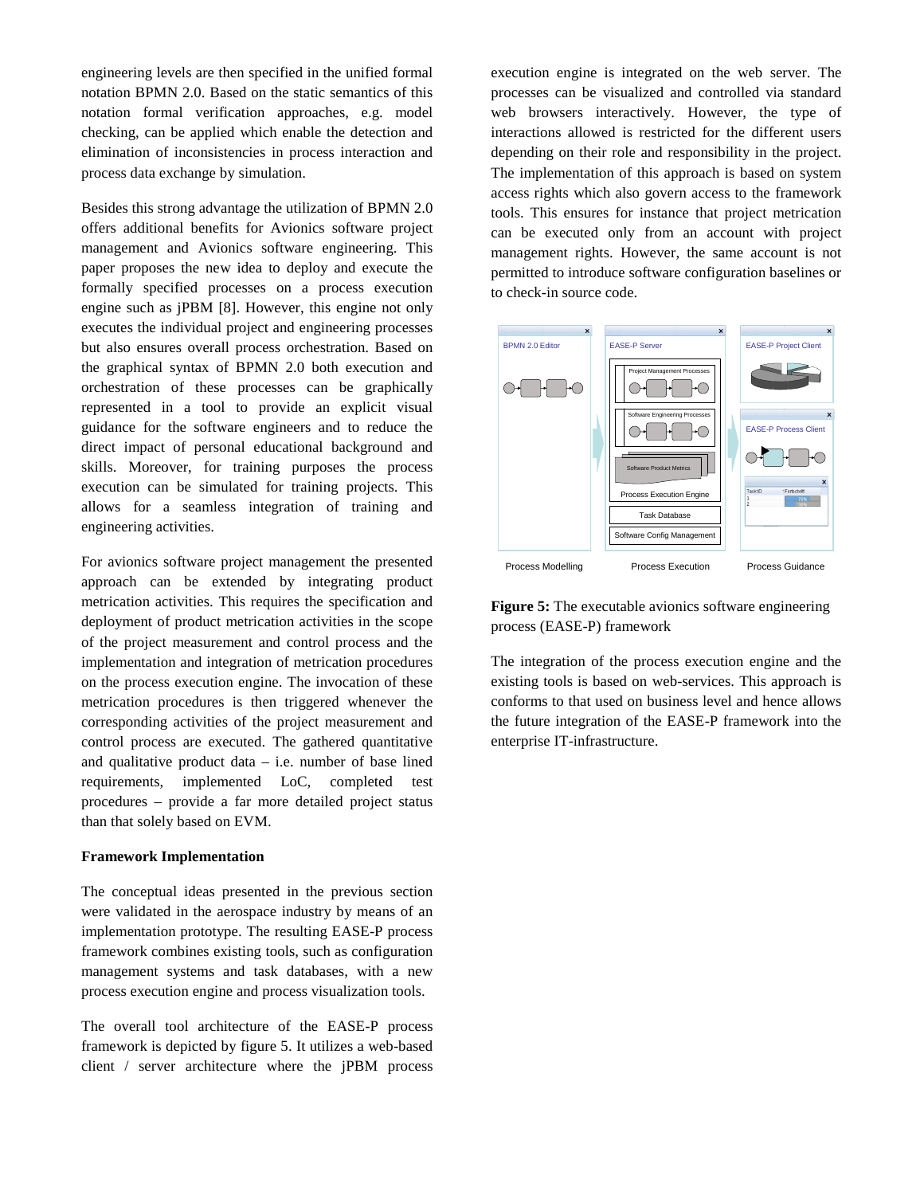engineering levels are then specified in the unified formal notation BPMN 2.0. Based on the static semantics of this notation formal verification approaches, e.g. model checking, can be applied which enable the detection and elimination of inconsistencies in process interaction and process data exchange by simulation.

Besides this strong advantage the utilization of BPMN 2.0 offers additional benefits for Avionics software project management and Avionics software engineering. This paper proposes the new idea to deploy and execute the formally specified processes on a process execution engine such as jPBM [8]. However, this engine not only executes the individual project and engineering processes but also ensures overall process orchestration. Based on the graphical syntax of BPMN 2.0 both execution and orchestration of these processes can be graphically represented in a tool to provide an explicit visual guidance for the software engineers and to reduce the direct impact of personal educational background and skills. Moreover, for training purposes the process execution can be simulated for training projects. This allows for a seamless integration of training and engineering activities.

For avionics software project management the presented approach can be extended by integrating product metrication activities. This requires the specification and deployment of product metrication activities in the scope of the project measurement and control process and the implementation and integration of metrication procedures on the process execution engine. The invocation of these metrication procedures is then triggered whenever the corresponding activities of the project measurement and control process are executed. The gathered quantitative and qualitative product data – i.e. number of base lined requirements, implemented LoC, completed test procedures – provide a far more detailed project status than that solely based on EVM.

**Framework Implementation**

The conceptual ideas presented in the previous section were validated in the aerospace industry by means of an implementation prototype. The resulting EASE-P process framework combines existing tools, such as configuration management systems and task databases, with a new process execution engine and process visualization tools.

The overall tool architecture of the EASE-P process framework is depicted by figure 5. It utilizes a web-based client / server architecture where the jPBM process execution engine is integrated on the web server. The processes can be visualized and controlled via standard web browsers interactively. However, the type of interactions allowed is restricted for the different users depending on their role and responsibility in the project. The implementation of this approach is based on system access rights which also govern access to the framework tools. This ensures for instance that project metrication can be executed only from an account with project management rights. However, the same account is not permitted to introduce software configuration baselines or to check-in source code.

**Figure 5:** The executable avionics software engineering process (EASE-P) framework

The integration of the process execution engine and the existing tools is based on web-services. This approach is conforms to that used on business level and hence allows the future integration of the EASE-P framework into the enterprise IT-infrastructure.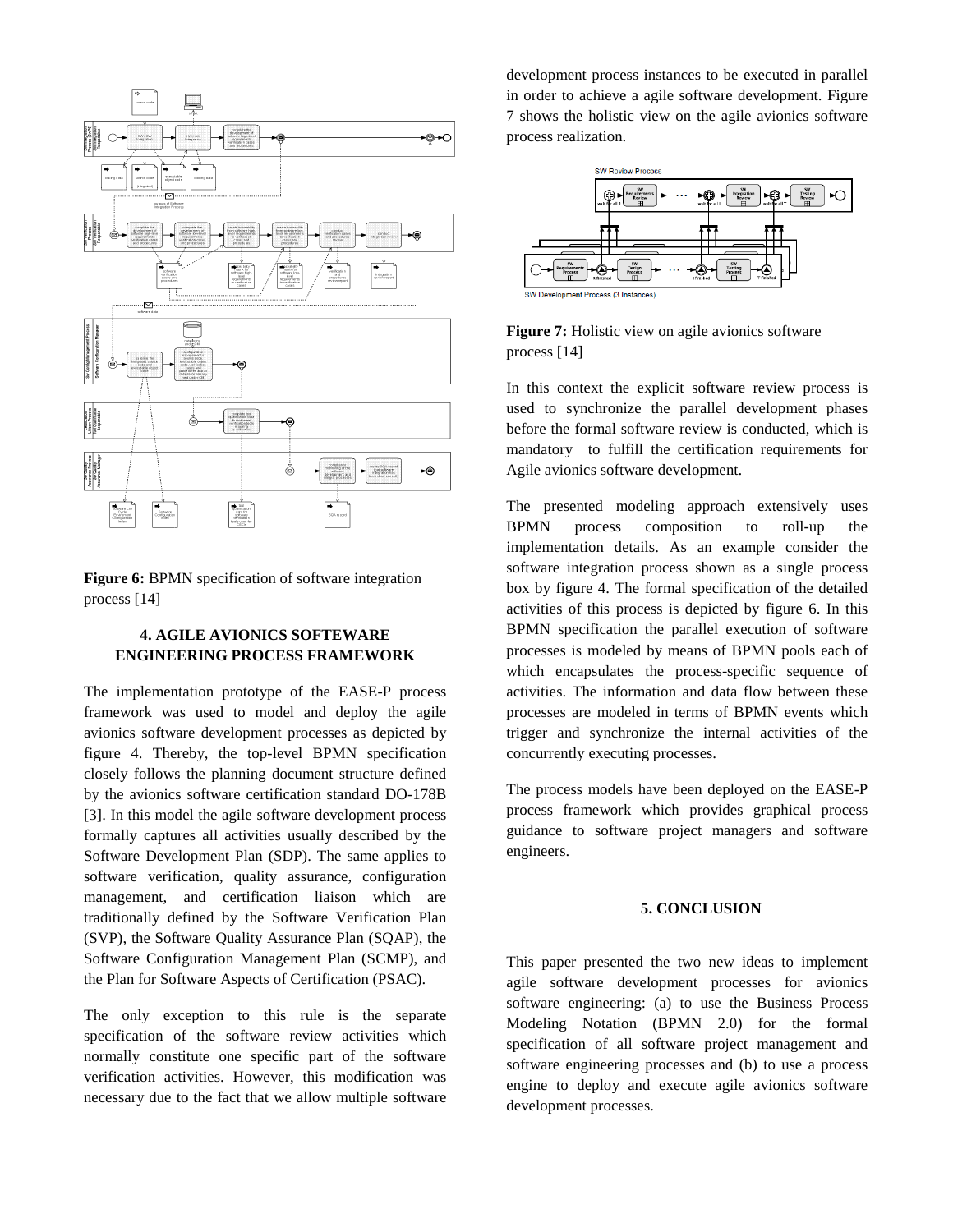**Figure 6:** BPMN specification of software integration process [14]

## 4. AGILE AVIONICS SOFTEWARE ENGINEERING PROCESS FRAMEWORK

The implementation prototype of the EASE-P process framework was used to model and deploy the agile avionics software development processes as depicted by figure 4. Thereby, the top-level BPMN specification closely follows the planning document structure defined by the avionics software certification standard DO-178B [3]. In this model the agile software development process formally captures all activities usually described by the Software Development Plan (SDP). The same applies to software verification, quality assurance, configuration management, and certification liaison which are traditionally defined by the Software Verification Plan (SVP), the Software Quality Assurance Plan (SQAP), the Software Configuration Management Plan (SCMP), and the Plan for Software Aspects of Certification (PSAC).

The only exception to this rule is the separate specification of the software review activities which normally constitute one specific part of the software verification activities. However, this modification was necessary due to the fact that we allow multiple software development process instances to be executed in parallel in order to achieve a agile software development. Figure 7 shows the holistic view on the agile avionics software process realization.

**Figure 7:** Holistic view on agile avionics software process [14]

In this context the explicit software review process is used to synchronize the parallel development phases before the formal software review is conducted, which is mandatory to fulfill the certification requirements for Agile avionics software development.

The presented modeling approach extensively uses BPMN process composition to roll-up the implementation details. As an example consider the software integration process shown as a single process box by figure 4. The formal specification of the detailed activities of this process is depicted by figure 6. In this BPMN specification the parallel execution of software processes is modeled by means of BPMN pools each of which encapsulates the process-specific sequence of activities. The information and data flow between these processes are modeled in terms of BPMN events which trigger and synchronize the internal activities of the concurrently executing processes.

The process models have been deployed on the EASE-P process framework which provides graphical process guidance to software project managers and software engineers.

## 5. CONCLUSION

This paper presented the two new ideas to implement agile software development processes for avionics software engineering: (a) to use the Business Process Modeling Notation (BPMN 2.0) for the formal specification of all software project management and software engineering processes and (b) to use a process engine to deploy and execute agile avionics software development processes.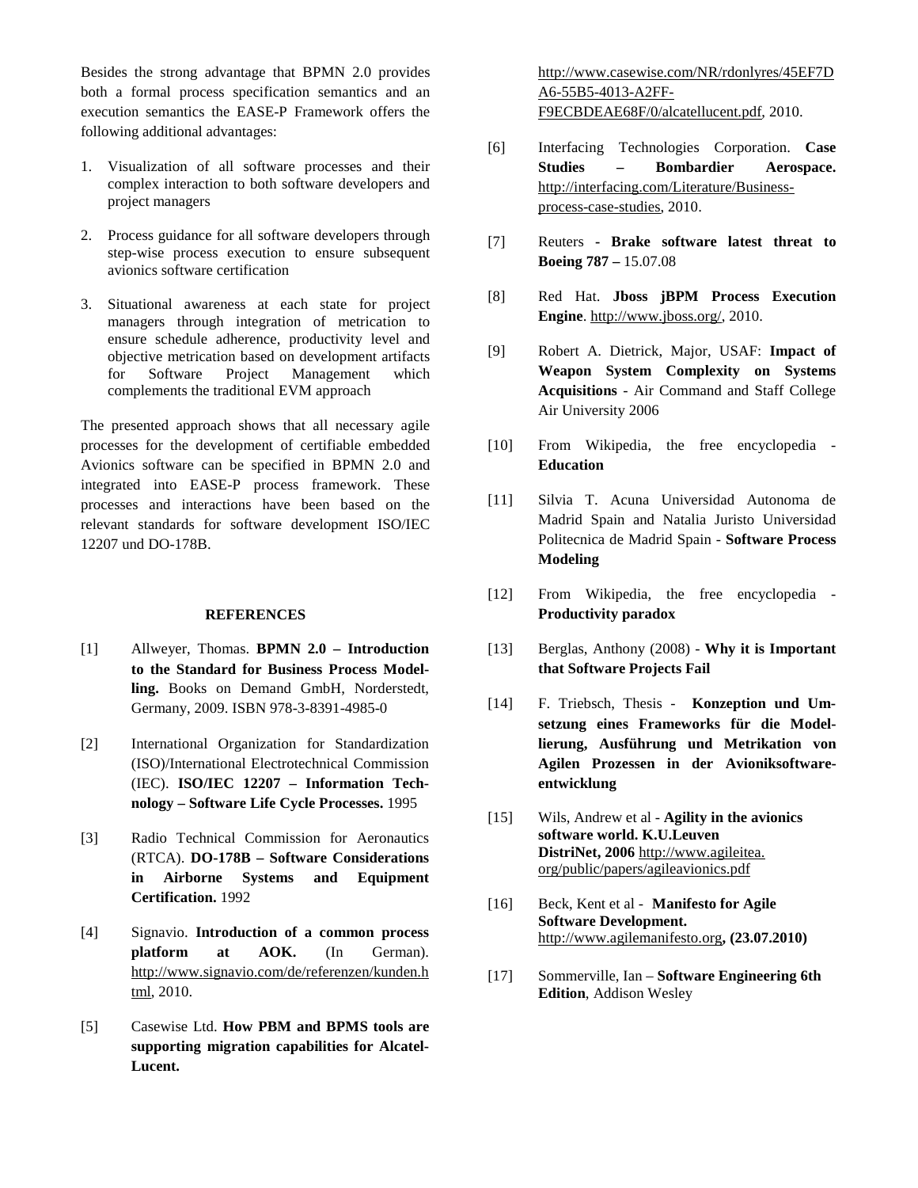Besides the strong advantage that BPMN 2.0 provides both a formal process specification semantics and an execution semantics the EASE-P Framework offers the following additional advantages:

1. Visualization of all software processes and their complex interaction to both software developers and project managers

2. Process guidance for all software developers through step-wise process execution to ensure subsequent avionics software certification

3. Situational awareness at each state for project managers through integration of metrication to ensure schedule adherence, productivity level and objective metrication based on development artifacts for Software Project Management which complements the traditional EVM approach

The presented approach shows that all necessary agile processes for the development of certifiable embedded Avionics software can be specified in BPMN 2.0 and integrated into EASE-P process framework. These processes and interactions have been based on the relevant standards for software development ISO/IEC 12207 und DO-178B.

## REFERENCES

[1] Allweyer, Thomas. **BPMN 2.0 – Introduction to the Standard for Business Process Modelling.** Books on Demand GmbH, Norderstedt, Germany, 2009. ISBN 978-3-8391-4985-0

[2] International Organization for Standardization (ISO)/International Electrotechnical Commission (IEC). **ISO/IEC 12207 – Information Technology – Software Life Cycle Processes.** 1995

[3] Radio Technical Commission for Aeronautics (RTCA). **DO-178B – Software Considerations in Airborne Systems and Equipment Certification.** 1992

[4] Signavio. **Introduction of a common process platform at AOK.** (In German). http://www.signavio.com/de/referenzen/kunden.html, 2010.

[5] Casewise Ltd. **How PBM and BPMS tools are supporting migration capabilities for Alcatel-Lucent.** http://www.casewise.com/NR/rdonlyres/45EF7DA6-55B5-4013-A2FF-F9ECBDEAE68F/0/alcatellucent.pdf, 2010.

[6] Interfacing Technologies Corporation. **Case Studies – Bombardier Aerospace.** http://interfacing.com/Literature/Business-process-case-studies, 2010.

[7] Reuters - **Brake software latest threat to Boeing 787 –** 15.07.08

[8] Red Hat. **Jboss jBPM Process Execution Engine**. http://www.jboss.org/, 2010.

[9] Robert A. Dietrick, Major, USAF: **Impact of Weapon System Complexity on Systems Acquisitions** - Air Command and Staff College Air University 2006

[10] From Wikipedia, the free encyclopedia - **Education**

[11] Silvia T. Acuna Universidad Autonoma de Madrid Spain and Natalia Juristo Universidad Politecnica de Madrid Spain - **Software Process Modeling**

[12] From Wikipedia, the free encyclopedia - **Productivity paradox**

[13] Berglas, Anthony (2008) - **Why it is Important that Software Projects Fail**

[14] F. Triebsch, Thesis - **Konzeption und Umsetzung eines Frameworks für die Modellierung, Ausführung und Metrikation von Agilen Prozessen in der Avioniksoftwareentwicklung**

[15] Wils, Andrew et al - **Agility in the avionics software world. K.U.Leuven DistriNet, 2006** http://www.agileitea.org/public/papers/agileavionics.pdf

[16] Beck, Kent et al - **Manifesto for Agile Software Development.** http://www.agilemanifesto.org**, (23.07.2010)**

[17] Sommerville, Ian – **Software Engineering 6th Edition**, Addison Wesley